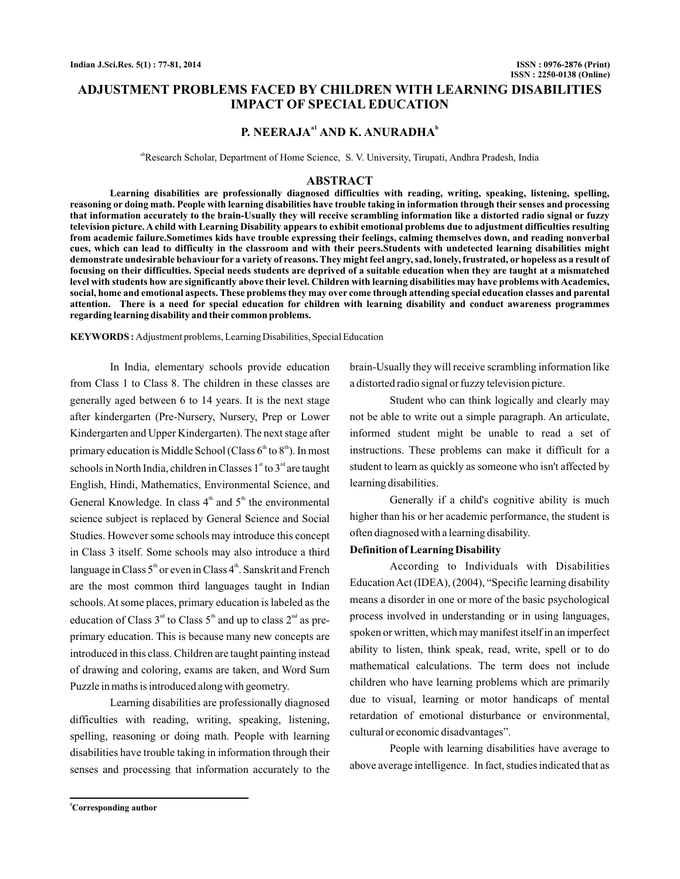# ADJUSTMENT PROBLEMS FACED BY CHILDREN WITH LEARNING DISABILITIES IMPACT OF SPECIAL EDUCATION

## P. NEERAJA[a1] AND K. ANURADHA[b]

[ab]Research Scholar, Department of Home Science, S. V. University, Tirupati, Andhra Pradesh, India

## ABSTRACT

**Learning disabilities are professionally diagnosed difficulties with reading, writing, speaking, listening, spelling, reasoning or doing math. People with learning disabilities have trouble taking in information through their senses and processing that information accurately to the brain-Usually they will receive scrambling information like a distorted radio signal or fuzzy television picture. A child with Learning Disability appears to exhibit emotional problems due to adjustment difficulties resulting from academic failure.Sometimes kids have trouble expressing their feelings, calming themselves down, and reading nonverbal cues, which can lead to difficulty in the classroom and with their peers.Students with undetected learning disabilities might demonstrate undesirable behaviour for a variety of reasons. They might feel angry, sad, lonely, frustrated, or hopeless as a result of focusing on their difficulties. Special needs students are deprived of a suitable education when they are taught at a mismatched level with students how are significantly above their level. Children with learning disabilities may have problems with Academics, social, home and emotional aspects. These problems they may over come through attending special education classes and parental attention. There is a need for special education for children with learning disability and conduct awareness programmes regarding learning disability and their common problems.**

**KEYWORDS :** Adjustment problems, Learning Disabilities, Special Education

In India, elementary schools provide education from Class 1 to Class 8. The children in these classes are generally aged between 6 to 14 years. It is the next stage after kindergarten (Pre-Nursery, Nursery, Prep or Lower Kindergarten and Upper Kindergarten). The next stage after primary education is Middle School (Class $6^{th}$ to $8^{th}$). In most schools in North India, children in Classes $1^{st}$ to $3^{rd}$ are taught English, Hindi, Mathematics, Environmental Science, and General Knowledge. In class $4^{th}$ and $5^{th}$ the environmental science subject is replaced by General Science and Social Studies. However some schools may introduce this concept in Class 3 itself. Some schools may also introduce a third language in Class $5^{th}$ or even in Class $4^{th}$. Sanskrit and French are the most common third languages taught in Indian schools. At some places, primary education is labeled as the education of Class $3^{rd}$ to Class $5^{th}$ and up to class $2^{nd}$ as pre-primary education. This is because many new concepts are introduced in this class. Children are taught painting instead of drawing and coloring, exams are taken, and Word Sum Puzzle in maths is introduced along with geometry.

Learning disabilities are professionally diagnosed difficulties with reading, writing, speaking, listening, spelling, reasoning or doing math. People with learning disabilities have trouble taking in information through their senses and processing that information accurately to the brain-Usually they will receive scrambling information like a distorted radio signal or fuzzy television picture.

Student who can think logically and clearly may not be able to write out a simple paragraph. An articulate, informed student might be unable to read a set of instructions. These problems can make it difficult for a student to learn as quickly as someone who isn't affected by learning disabilities.

Generally if a child's cognitive ability is much higher than his or her academic performance, the student is often diagnosed with a learning disability.

**Definition of Learning Disability**

According to Individuals with Disabilities Education Act (IDEA), (2004), "Specific learning disability means a disorder in one or more of the basic psychological process involved in understanding or in using languages, spoken or written, which may manifest itself in an imperfect ability to listen, think speak, read, write, spell or to do mathematical calculations. The term does not include children who have learning problems which are primarily due to visual, learning or motor handicaps of mental retardation of emotional disturbance or environmental, cultural or economic disadvantages".

People with learning disabilities have average to above average intelligence. In fact, studies indicated that as

[1]Corresponding author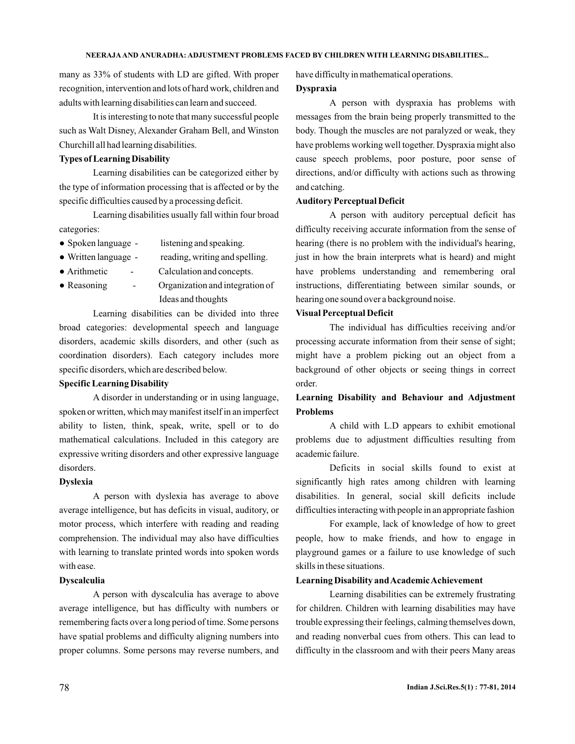many as 33% of students with LD are gifted. With proper recognition, intervention and lots of hard work, children and adults with learning disabilities can learn and succeed.

It is interesting to note that many successful people such as Walt Disney, Alexander Graham Bell, and Winston Churchill all had learning disabilities.

**Types of Learning Disability**

Learning disabilities can be categorized either by the type of information processing that is affected or by the specific difficulties caused by a processing deficit.

Learning disabilities usually fall within four broad categories:

- Spoken language - listening and speaking.
- Written language - reading, writing and spelling.
- Arithmetic - Calculation and concepts.
- Reasoning - Organization and integration of Ideas and thoughts

Learning disabilities can be divided into three broad categories: developmental speech and language disorders, academic skills disorders, and other (such as coordination disorders). Each category includes more specific disorders, which are described below.

**Specific Learning Disability**

A disorder in understanding or in using language, spoken or written, which may manifest itself in an imperfect ability to listen, think, speak, write, spell or to do mathematical calculations. Included in this category are expressive writing disorders and other expressive language disorders.

**Dyslexia**

A person with dyslexia has average to above average intelligence, but has deficits in visual, auditory, or motor process, which interfere with reading and reading comprehension. The individual may also have difficulties with learning to translate printed words into spoken words with ease.

**Dyscalculia**

A person with dyscalculia has average to above average intelligence, but has difficulty with numbers or remembering facts over a long period of time. Some persons have spatial problems and difficulty aligning numbers into proper columns. Some persons may reverse numbers, and have difficulty in mathematical operations.

**Dyspraxia**

A person with dyspraxia has problems with messages from the brain being properly transmitted to the body. Though the muscles are not paralyzed or weak, they have problems working well together. Dyspraxia might also cause speech problems, poor posture, poor sense of directions, and/or difficulty with actions such as throwing and catching.

**Auditory Perceptual Deficit**

A person with auditory perceptual deficit has difficulty receiving accurate information from the sense of hearing (there is no problem with the individual's hearing, just in how the brain interprets what is heard) and might have problems understanding and remembering oral instructions, differentiating between similar sounds, or hearing one sound over a background noise.

**Visual Perceptual Deficit**

The individual has difficulties receiving and/or processing accurate information from their sense of sight; might have a problem picking out an object from a background of other objects or seeing things in correct order.

**Learning Disability and Behaviour and Adjustment Problems**

A child with L.D appears to exhibit emotional problems due to adjustment difficulties resulting from academic failure.

Deficits in social skills found to exist at significantly high rates among children with learning disabilities. In general, social skill deficits include difficulties interacting with people in an appropriate fashion

For example, lack of knowledge of how to greet people, how to make friends, and how to engage in playground games or a failure to use knowledge of such skills in these situations.

**Learning Disability and Academic Achievement**

Learning disabilities can be extremely frustrating for children. Children with learning disabilities may have trouble expressing their feelings, calming themselves down, and reading nonverbal cues from others. This can lead to difficulty in the classroom and with their peers Many areas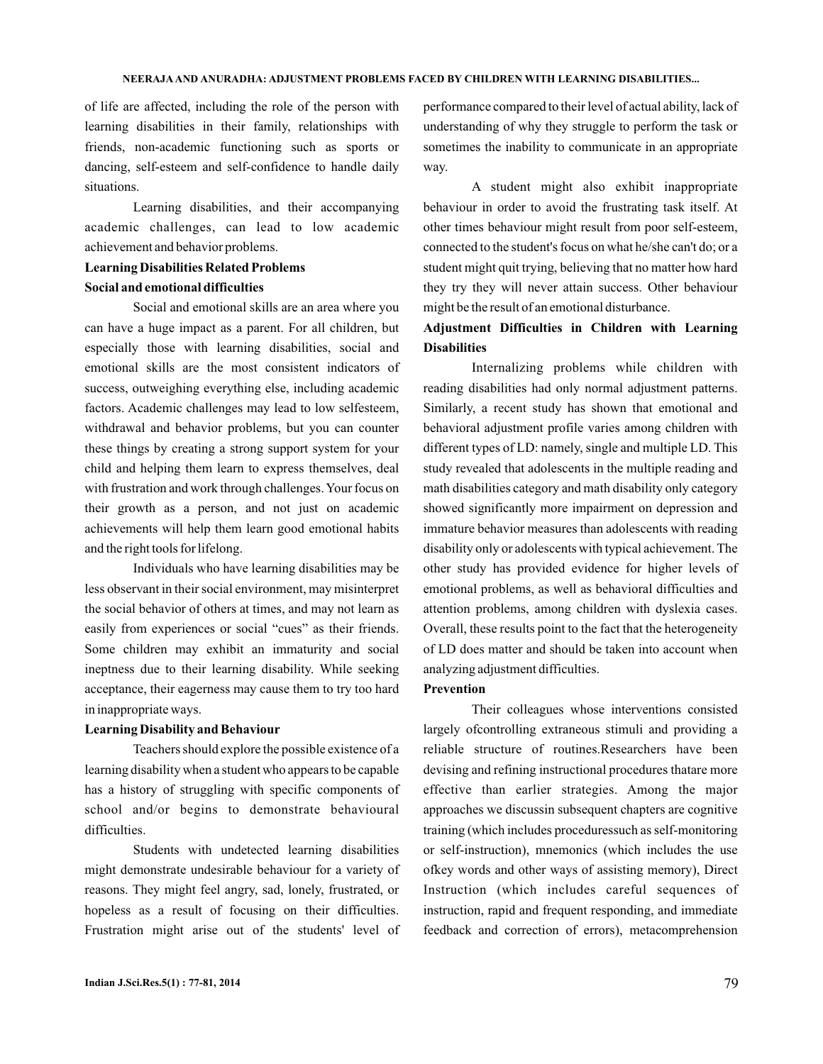of life are affected, including the role of the person with learning disabilities in their family, relationships with friends, non-academic functioning such as sports or dancing, self-esteem and self-confidence to handle daily situations.

Learning disabilities, and their accompanying academic challenges, can lead to low academic achievement and behavior problems.

**Learning Disabilities Related Problems**

**Social and emotional difficulties**

Social and emotional skills are an area where you can have a huge impact as a parent. For all children, but especially those with learning disabilities, social and emotional skills are the most consistent indicators of success, outweighing everything else, including academic factors. Academic challenges may lead to low selfesteem, withdrawal and behavior problems, but you can counter these things by creating a strong support system for your child and helping them learn to express themselves, deal with frustration and work through challenges. Your focus on their growth as a person, and not just on academic achievements will help them learn good emotional habits and the right tools for lifelong.

Individuals who have learning disabilities may be less observant in their social environment, may misinterpret the social behavior of others at times, and may not learn as easily from experiences or social "cues" as their friends. Some children may exhibit an immaturity and social ineptness due to their learning disability. While seeking acceptance, their eagerness may cause them to try too hard in inappropriate ways.

**Learning Disability and Behaviour**

Teachers should explore the possible existence of a learning disability when a student who appears to be capable has a history of struggling with specific components of school and/or begins to demonstrate behavioural difficulties.

Students with undetected learning disabilities might demonstrate undesirable behaviour for a variety of reasons. They might feel angry, sad, lonely, frustrated, or hopeless as a result of focusing on their difficulties. Frustration might arise out of the students' level of performance compared to their level of actual ability, lack of understanding of why they struggle to perform the task or sometimes the inability to communicate in an appropriate way.

A student might also exhibit inappropriate behaviour in order to avoid the frustrating task itself. At other times behaviour might result from poor self-esteem, connected to the student's focus on what he/she can't do; or a student might quit trying, believing that no matter how hard they try they will never attain success. Other behaviour might be the result of an emotional disturbance.

**Adjustment Difficulties in Children with Learning Disabilities**

Internalizing problems while children with reading disabilities had only normal adjustment patterns. Similarly, a recent study has shown that emotional and behavioral adjustment profile varies among children with different types of LD: namely, single and multiple LD. This study revealed that adolescents in the multiple reading and math disabilities category and math disability only category showed significantly more impairment on depression and immature behavior measures than adolescents with reading disability only or adolescents with typical achievement. The other study has provided evidence for higher levels of emotional problems, as well as behavioral difficulties and attention problems, among children with dyslexia cases. Overall, these results point to the fact that the heterogeneity of LD does matter and should be taken into account when analyzing adjustment difficulties.

**Prevention**

Their colleagues whose interventions consisted largely ofcontrolling extraneous stimuli and providing a reliable structure of routines.Researchers have been devising and refining instructional procedures thatare more effective than earlier strategies. Among the major approaches we discussin subsequent chapters are cognitive training (which includes proceduressuch as self-monitoring or self-instruction), mnemonics (which includes the use ofkey words and other ways of assisting memory), Direct Instruction (which includes careful sequences of instruction, rapid and frequent responding, and immediate feedback and correction of errors), metacomprehension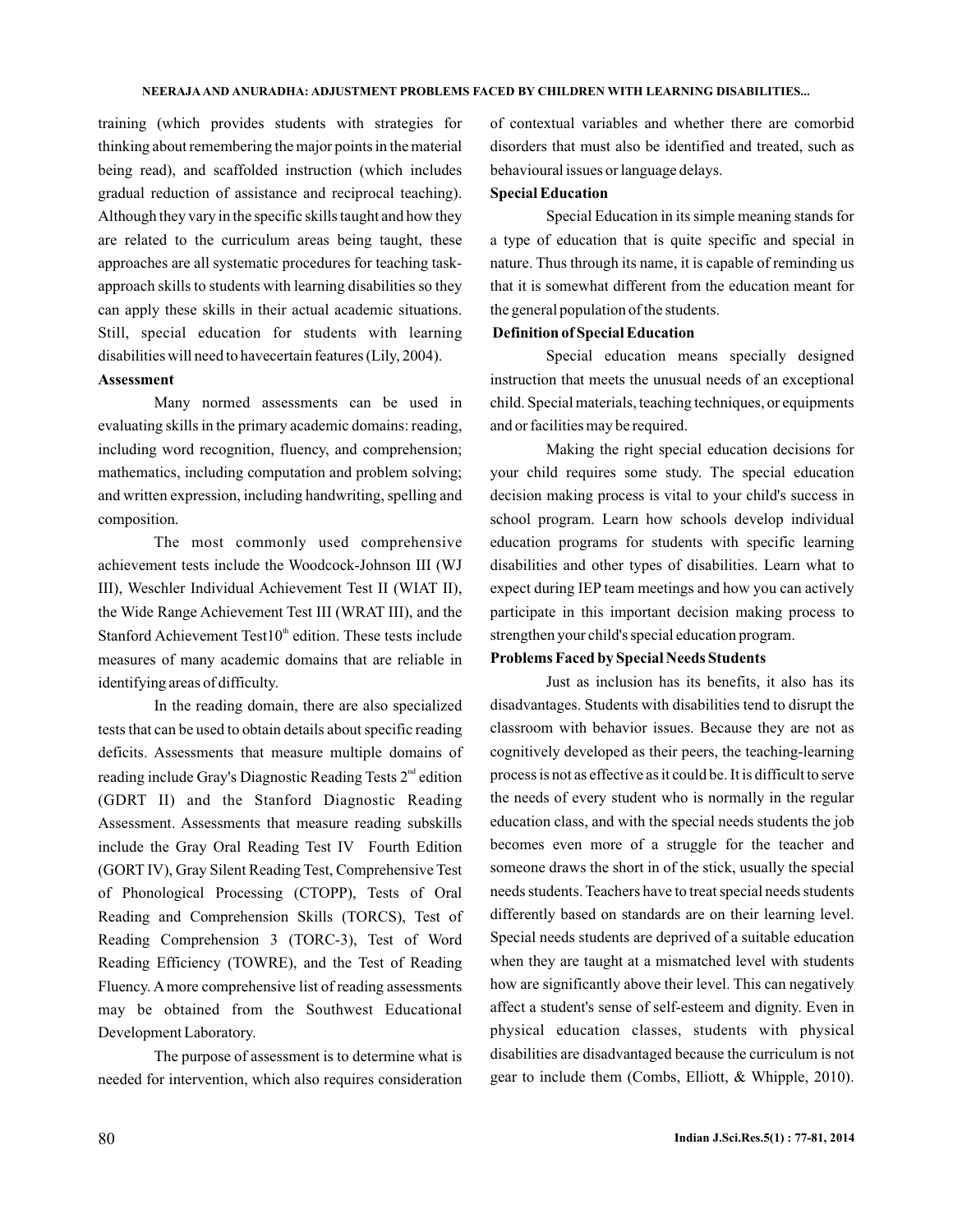training (which provides students with strategies for thinking about remembering the major points in the material being read), and scaffolded instruction (which includes gradual reduction of assistance and reciprocal teaching). Although they vary in the specific skills taught and how they are related to the curriculum areas being taught, these approaches are all systematic procedures for teaching task-approach skills to students with learning disabilities so they can apply these skills in their actual academic situations. Still, special education for students with learning disabilities will need to havecertain features (Lily, 2004).

**Assessment**

Many normed assessments can be used in evaluating skills in the primary academic domains: reading, including word recognition, fluency, and comprehension; mathematics, including computation and problem solving; and written expression, including handwriting, spelling and composition.

The most commonly used comprehensive achievement tests include the Woodcock-Johnson III (WJ III), Weschler Individual Achievement Test II (WIAT II), the Wide Range Achievement Test III (WRAT III), and the Stanford Achievement Test10th edition. These tests include measures of many academic domains that are reliable in identifying areas of difficulty.

In the reading domain, there are also specialized tests that can be used to obtain details about specific reading deficits. Assessments that measure multiple domains of reading include Gray's Diagnostic Reading Tests 2nd edition (GDRT II) and the Stanford Diagnostic Reading Assessment. Assessments that measure reading subskills include the Gray Oral Reading Test IV Fourth Edition (GORT IV), Gray Silent Reading Test, Comprehensive Test of Phonological Processing (CTOPP), Tests of Oral Reading and Comprehension Skills (TORCS), Test of Reading Comprehension 3 (TORC-3), Test of Word Reading Efficiency (TOWRE), and the Test of Reading Fluency. A more comprehensive list of reading assessments may be obtained from the Southwest Educational Development Laboratory.

The purpose of assessment is to determine what is needed for intervention, which also requires consideration of contextual variables and whether there are comorbid disorders that must also be identified and treated, such as behavioural issues or language delays.

**Special Education**

Special Education in its simple meaning stands for a type of education that is quite specific and special in nature. Thus through its name, it is capable of reminding us that it is somewhat different from the education meant for the general population of the students.

**Definition of Special Education**

Special education means specially designed instruction that meets the unusual needs of an exceptional child. Special materials, teaching techniques, or equipments and or facilities may be required.

Making the right special education decisions for your child requires some study. The special education decision making process is vital to your child's success in school program. Learn how schools develop individual education programs for students with specific learning disabilities and other types of disabilities. Learn what to expect during IEP team meetings and how you can actively participate in this important decision making process to strengthen your child's special education program.

**Problems Faced by Special Needs Students**

Just as inclusion has its benefits, it also has its disadvantages. Students with disabilities tend to disrupt the classroom with behavior issues. Because they are not as cognitively developed as their peers, the teaching-learning process is not as effective as it could be. It is difficult to serve the needs of every student who is normally in the regular education class, and with the special needs students the job becomes even more of a struggle for the teacher and someone draws the short in of the stick, usually the special needs students. Teachers have to treat special needs students differently based on standards are on their learning level. Special needs students are deprived of a suitable education when they are taught at a mismatched level with students how are significantly above their level. This can negatively affect a student's sense of self-esteem and dignity. Even in physical education classes, students with physical disabilities are disadvantaged because the curriculum is not gear to include them (Combs, Elliott, & Whipple, 2010).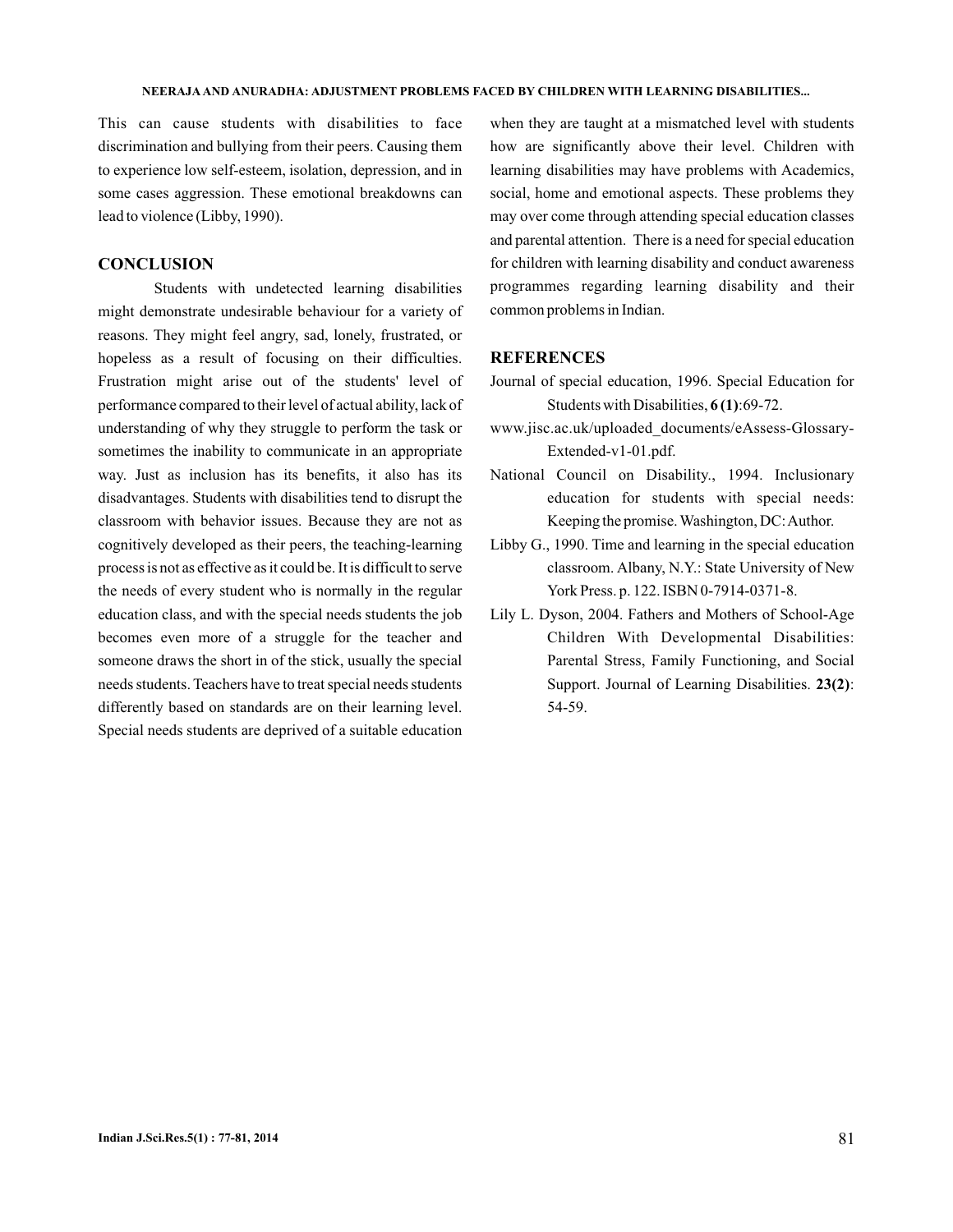This can cause students with disabilities to face discrimination and bullying from their peers. Causing them to experience low self-esteem, isolation, depression, and in some cases aggression. These emotional breakdowns can lead to violence (Libby, 1990).

## CONCLUSION

Students with undetected learning disabilities might demonstrate undesirable behaviour for a variety of reasons. They might feel angry, sad, lonely, frustrated, or hopeless as a result of focusing on their difficulties. Frustration might arise out of the students' level of performance compared to their level of actual ability, lack of understanding of why they struggle to perform the task or sometimes the inability to communicate in an appropriate way. Just as inclusion has its benefits, it also has its disadvantages. Students with disabilities tend to disrupt the classroom with behavior issues. Because they are not as cognitively developed as their peers, the teaching-learning process is not as effective as it could be. It is difficult to serve the needs of every student who is normally in the regular education class, and with the special needs students the job becomes even more of a struggle for the teacher and someone draws the short in of the stick, usually the special needs students. Teachers have to treat special needs students differently based on standards are on their learning level. Special needs students are deprived of a suitable education when they are taught at a mismatched level with students how are significantly above their level. Children with learning disabilities may have problems with Academics, social, home and emotional aspects. These problems they may over come through attending special education classes and parental attention. There is a need for special education for children with learning disability and conduct awareness programmes regarding learning disability and their common problems in Indian.

## REFERENCES

Journal of special education, 1996. Special Education for Students with Disabilities, **6 (1)**:69-72.

www.jisc.ac.uk/uploaded_documents/eAssess-Glossary-Extended-v1-01.pdf.

National Council on Disability., 1994. Inclusionary education for students with special needs: Keeping the promise. Washington, DC: Author.

Libby G., 1990. Time and learning in the special education classroom. Albany, N.Y.: State University of New York Press. p. 122. ISBN 0-7914-0371-8.

Lily L. Dyson, 2004. Fathers and Mothers of School-Age Children With Developmental Disabilities: Parental Stress, Family Functioning, and Social Support. Journal of Learning Disabilities. **23(2)**: 54-59.